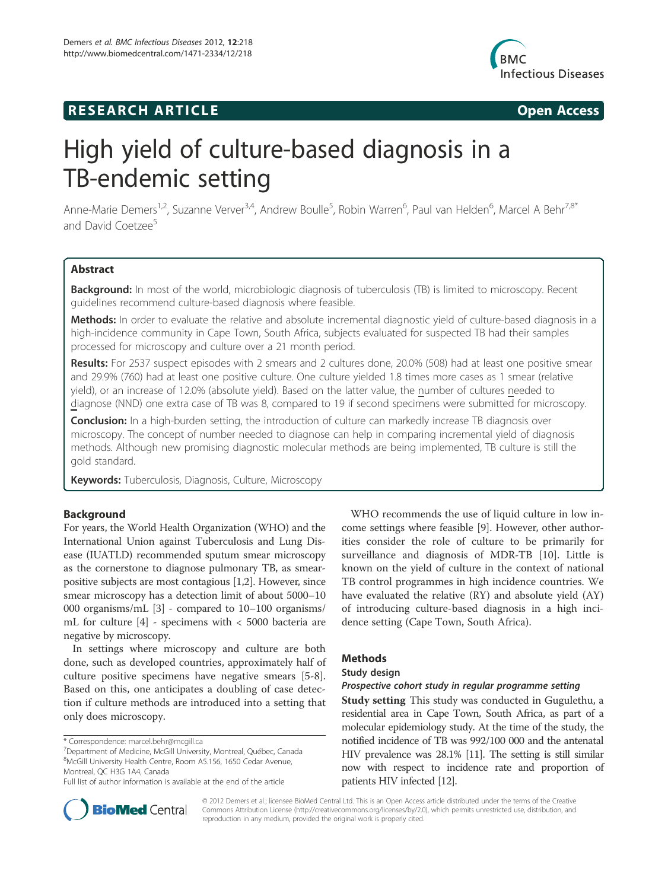RESEARCH ARTICLE Open Access

# High yield of culture-based diagnosis in a TB-endemic setting

Anne-Marie Demers[1,2], Suzanne Verver[3,4], Andrew Boulle[5], Robin Warren[6], Paul van Helden[6], Marcel A Behr[7,8*] and David Coetzee[5]

## Abstract

**Background:** In most of the world, microbiologic diagnosis of tuberculosis (TB) is limited to microscopy. Recent guidelines recommend culture-based diagnosis where feasible.

**Methods:** In order to evaluate the relative and absolute incremental diagnostic yield of culture-based diagnosis in a high-incidence community in Cape Town, South Africa, subjects evaluated for suspected TB had their samples processed for microscopy and culture over a 21 month period.

**Results:** For 2537 suspect episodes with 2 smears and 2 cultures done, 20.0% (508) had at least one positive smear and 29.9% (760) had at least one positive culture. One culture yielded 1.8 times more cases as 1 smear (relative yield), or an increase of 12.0% (absolute yield). Based on the latter value, the number of cultures needed to diagnose (NND) one extra case of TB was 8, compared to 19 if second specimens were submitted for microscopy.

**Conclusion:** In a high-burden setting, the introduction of culture can markedly increase TB diagnosis over microscopy. The concept of number needed to diagnose can help in comparing incremental yield of diagnosis methods. Although new promising diagnostic molecular methods are being implemented, TB culture is still the gold standard.

**Keywords:** Tuberculosis, Diagnosis, Culture, Microscopy

## Background

For years, the World Health Organization (WHO) and the International Union against Tuberculosis and Lung Disease (IUATLD) recommended sputum smear microscopy as the cornerstone to diagnose pulmonary TB, as smear-positive subjects are most contagious [1,2]. However, since smear microscopy has a detection limit of about 5000–10 000 organisms/mL [3] - compared to 10–100 organisms/mL for culture [4] - specimens with < 5000 bacteria are negative by microscopy.

In settings where microscopy and culture are both done, such as developed countries, approximately half of culture positive specimens have negative smears [5-8]. Based on this, one anticipates a doubling of case detection if culture methods are introduced into a setting that only does microscopy.

WHO recommends the use of liquid culture in low income settings where feasible [9]. However, other authorities consider the role of culture to be primarily for surveillance and diagnosis of MDR-TB [10]. Little is known on the yield of culture in the context of national TB control programmes in high incidence countries. We have evaluated the relative (RY) and absolute yield (AY) of introducing culture-based diagnosis in a high incidence setting (Cape Town, South Africa).

## Methods

### Study design

#### *Prospective cohort study in regular programme setting*

**Study setting** This study was conducted in Gugulethu, a residential area in Cape Town, South Africa, as part of a molecular epidemiology study. At the time of the study, the notified incidence of TB was 992/100 000 and the antenatal HIV prevalence was 28.1% [11]. The setting is still similar now with respect to incidence rate and proportion of patients HIV infected [12].

\* Correspondence: marcel.behr@mcgill.ca
[7]Department of Medicine, McGill University, Montreal, Québec, Canada
[8]McGill University Health Centre, Room A5.156, 1650 Cedar Avenue, Montreal, QC H3G 1A4, Canada
Full list of author information is available at the end of the article

© 2012 Demers et al.; licensee BioMed Central Ltd. This is an Open Access article distributed under the terms of the Creative Commons Attribution License (http://creativecommons.org/licenses/by/2.0), which permits unrestricted use, distribution, and reproduction in any medium, provided the original work is properly cited.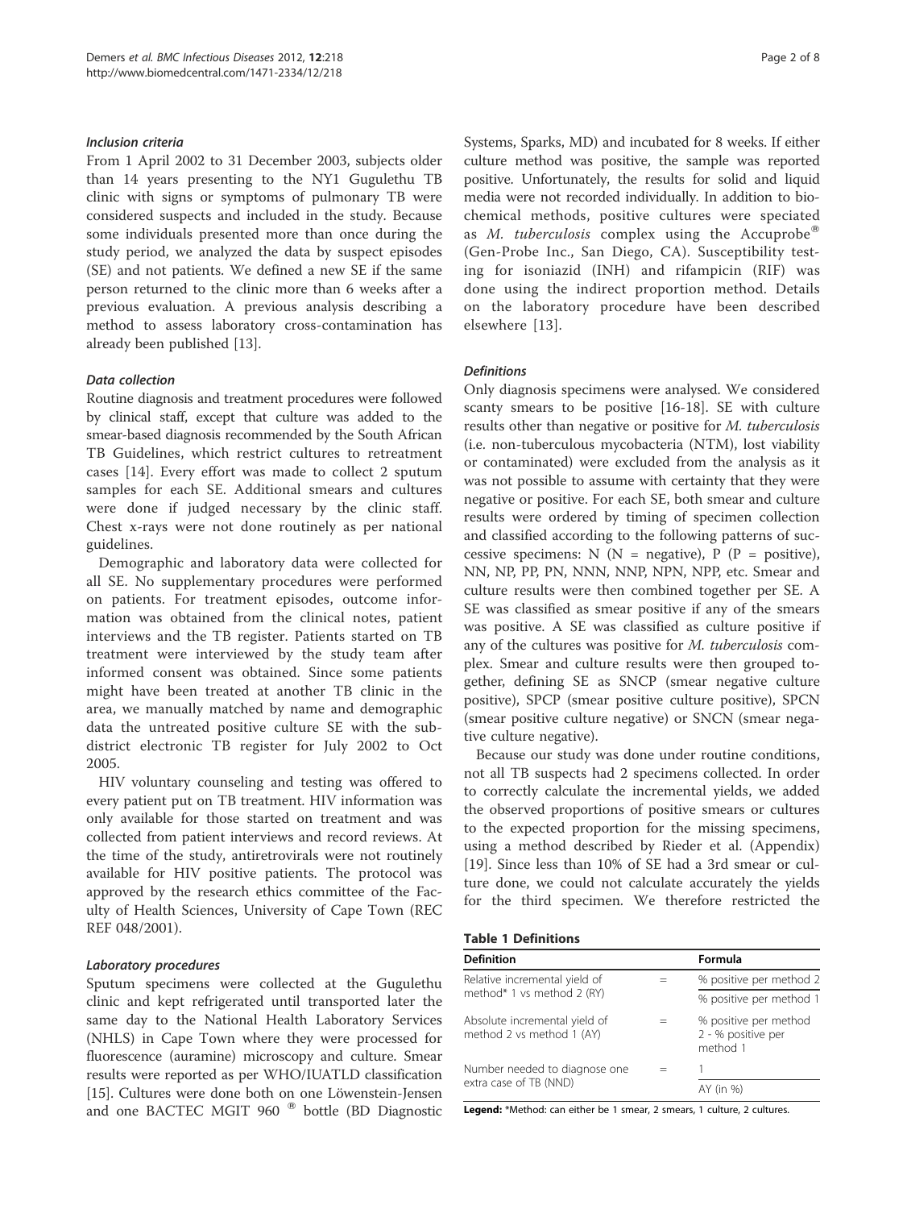### *Inclusion criteria*

From 1 April 2002 to 31 December 2003, subjects older than 14 years presenting to the NY1 Gugulethu TB clinic with signs or symptoms of pulmonary TB were considered suspects and included in the study. Because some individuals presented more than once during the study period, we analyzed the data by suspect episodes (SE) and not patients. We defined a new SE if the same person returned to the clinic more than 6 weeks after a previous evaluation. A previous analysis describing a method to assess laboratory cross-contamination has already been published [13].

### *Data collection*

Routine diagnosis and treatment procedures were followed by clinical staff, except that culture was added to the smear-based diagnosis recommended by the South African TB Guidelines, which restrict cultures to retreatment cases [14]. Every effort was made to collect 2 sputum samples for each SE. Additional smears and cultures were done if judged necessary by the clinic staff. Chest x-rays were not done routinely as per national guidelines.

Demographic and laboratory data were collected for all SE. No supplementary procedures were performed on patients. For treatment episodes, outcome information was obtained from the clinical notes, patient interviews and the TB register. Patients started on TB treatment were interviewed by the study team after informed consent was obtained. Since some patients might have been treated at another TB clinic in the area, we manually matched by name and demographic data the untreated positive culture SE with the sub-district electronic TB register for July 2002 to Oct 2005.

HIV voluntary counseling and testing was offered to every patient put on TB treatment. HIV information was only available for those started on treatment and was collected from patient interviews and record reviews. At the time of the study, antiretrovirals were not routinely available for HIV positive patients. The protocol was approved by the research ethics committee of the Faculty of Health Sciences, University of Cape Town (REC REF 048/2001).

### *Laboratory procedures*

Sputum specimens were collected at the Gugulethu clinic and kept refrigerated until transported later the same day to the National Health Laboratory Services (NHLS) in Cape Town where they were processed for fluorescence (auramine) microscopy and culture. Smear results were reported as per WHO/IUATLD classification [15]. Cultures were done both on one Löwenstein-Jensen and one BACTEC MGIT 960 ® bottle (BD Diagnostic Systems, Sparks, MD) and incubated for 8 weeks. If either culture method was positive, the sample was reported positive. Unfortunately, the results for solid and liquid media were not recorded individually. In addition to biochemical methods, positive cultures were speciated as *M. tuberculosis* complex using the Accuprobe® (Gen-Probe Inc., San Diego, CA). Susceptibility testing for isoniazid (INH) and rifampicin (RIF) was done using the indirect proportion method. Details on the laboratory procedure have been described elsewhere [13].

### *Definitions*

Only diagnosis specimens were analysed. We considered scanty smears to be positive [16-18]. SE with culture results other than negative or positive for *M. tuberculosis* (i.e. non-tuberculous mycobacteria (NTM), lost viability or contaminated) were excluded from the analysis as it was not possible to assume with certainty that they were negative or positive. For each SE, both smear and culture results were ordered by timing of specimen collection and classified according to the following patterns of successive specimens: N (N = negative), P (P = positive), NN, NP, PP, PN, NNN, NNP, NPN, NPP, etc. Smear and culture results were then combined together per SE. A SE was classified as smear positive if any of the smears was positive. A SE was classified as culture positive if any of the cultures was positive for *M. tuberculosis* complex. Smear and culture results were then grouped together, defining SE as SNCP (smear negative culture positive), SPCP (smear positive culture positive), SPCN (smear positive culture negative) or SNCN (smear negative culture negative).

Because our study was done under routine conditions, not all TB suspects had 2 specimens collected. In order to correctly calculate the incremental yields, we added the observed proportions of positive smears or cultures to the expected proportion for the missing specimens, using a method described by Rieder et al. (Appendix) [19]. Since less than 10% of SE had a 3rd smear or culture done, we could not calculate accurately the yields for the third specimen. We therefore restricted the

**Table 1 Definitions**

| Definition | | Formula |
|---|---|---|
| Relative incremental yield of method* 1 vs method 2 (RY) | = | $\frac{\text{\% positive per method 2}}{\text{\% positive per method 1}}$ |
| Absolute incremental yield of method 2 vs method 1 (AY) | = | % positive per method 2 - % positive per method 1 |
| Number needed to diagnose one extra case of TB (NND) | = | $\frac{1}{\text{AY (in \%)}}$ |

**Legend:** *Method: can either be 1 smear, 2 smears, 1 culture, 2 cultures.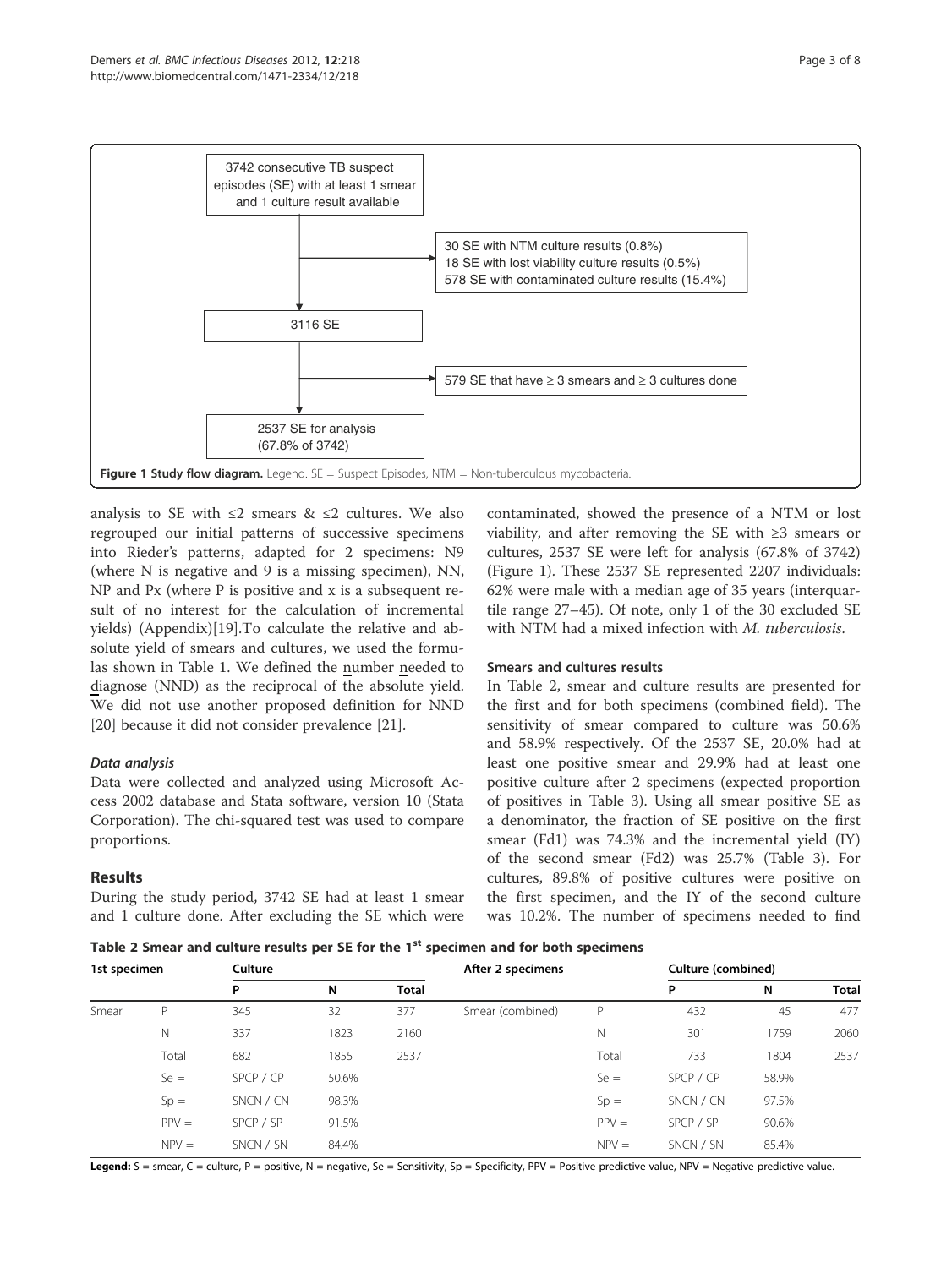3742 consecutive TB suspect episodes (SE) with at least 1 smear and 1 culture result available

30 SE with NTM culture results (0.8%)
18 SE with lost viability culture results (0.5%)
578 SE with contaminated culture results (15.4%)

3116 SE

579 SE that have ≥ 3 smears and ≥ 3 cultures done

2537 SE for analysis
(67.8% of 3742)

**Figure 1 Study flow diagram.** Legend. SE = Suspect Episodes, NTM = Non-tuberculous mycobacteria.

analysis to SE with ≤2 smears & ≤2 cultures. We also regrouped our initial patterns of successive specimens into Rieder's patterns, adapted for 2 specimens: N9 (where N is negative and 9 is a missing specimen), NN, NP and Px (where P is positive and x is a subsequent result of no interest for the calculation of incremental yields) (Appendix)[19].To calculate the relative and absolute yield of smears and cultures, we used the formulas shown in Table 1. We defined the number needed to diagnose (NND) as the reciprocal of the absolute yield. We did not use another proposed definition for NND [20] because it did not consider prevalence [21].

### *Data analysis*

Data were collected and analyzed using Microsoft Access 2002 database and Stata software, version 10 (Stata Corporation). The chi-squared test was used to compare proportions.

## Results

During the study period, 3742 SE had at least 1 smear and 1 culture done. After excluding the SE which were contaminated, showed the presence of a NTM or lost viability, and after removing the SE with ≥3 smears or cultures, 2537 SE were left for analysis (67.8% of 3742) (Figure 1). These 2537 SE represented 2207 individuals: 62% were male with a median age of 35 years (interquartile range 27–45). Of note, only 1 of the 30 excluded SE with NTM had a mixed infection with *M. tuberculosis*.

### Smears and cultures results

In Table 2, smear and culture results are presented for the first and for both specimens (combined field). The sensitivity of smear compared to culture was 50.6% and 58.9% respectively. Of the 2537 SE, 20.0% had at least one positive smear and 29.9% had at least one positive culture after 2 specimens (expected proportion of positives in Table 3). Using all smear positive SE as a denominator, the fraction of SE positive on the first smear (Fd1) was 74.3% and the incremental yield (IY) of the second smear (Fd2) was 25.7% (Table 3). For cultures, 89.8% of positive cultures were positive on the first specimen, and the IY of the second culture was 10.2%. The number of specimens needed to find

**Table 2 Smear and culture results per SE for the 1st specimen and for both specimens**

| 1st specimen | | Culture | | | After 2 specimens | | Culture (combined) | | |
|---|---|---|---|---|---|---|---|---|---|
| | | P | N | Total | | | P | N | Total |
| Smear | P | 345 | 32 | 377 | Smear (combined) | P | 432 | 45 | 477 |
| | N | 337 | 1823 | 2160 | | N | 301 | 1759 | 2060 |
| | Total | 682 | 1855 | 2537 | | Total | 733 | 1804 | 2537 |
| | Se = | SPCP / CP | 50.6% | | | Se = | SPCP / CP | 58.9% | |
| | Sp = | SNCN / CN | 98.3% | | | Sp = | SNCN / CN | 97.5% | |
| | PPV = | SPCP / SP | 91.5% | | | PPV = | SPCP / SP | 90.6% | |
| | NPV = | SNCN / SN | 84.4% | | | NPV = | SNCN / SN | 85.4% | |

**Legend:** S = smear, C = culture, P = positive, N = negative, Se = Sensitivity, Sp = Specificity, PPV = Positive predictive value, NPV = Negative predictive value.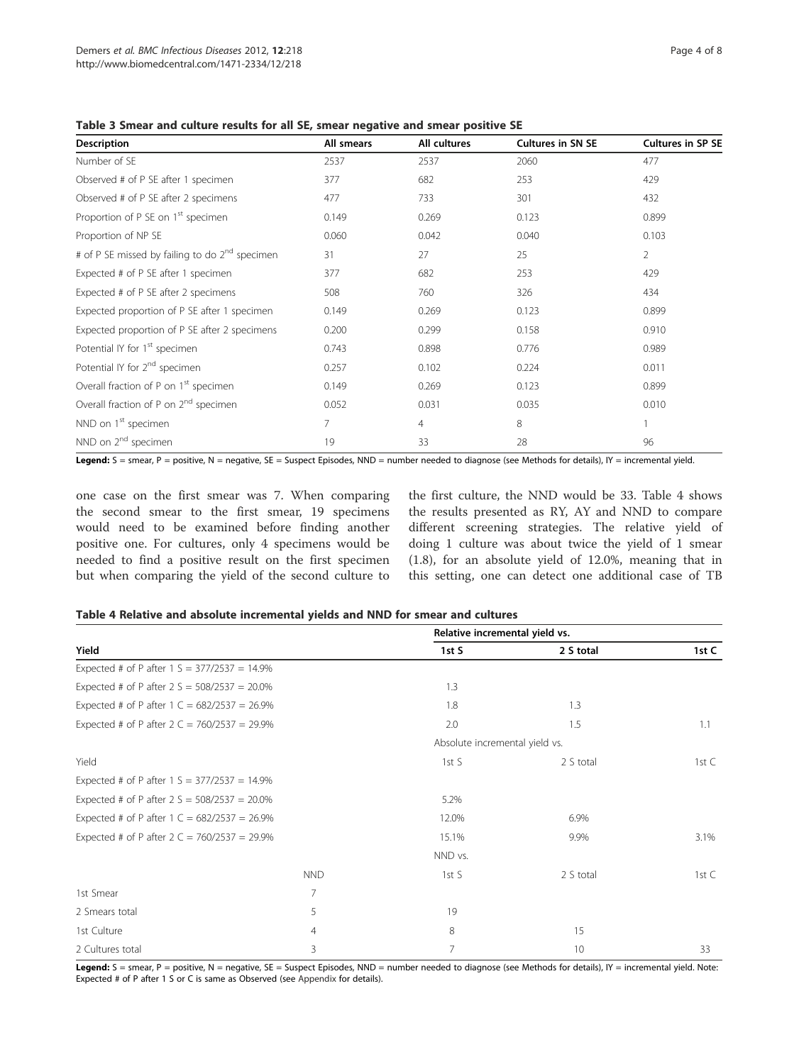**Table 3 Smear and culture results for all SE, smear negative and smear positive SE**

| Description | All smears | All cultures | Cultures in SN SE | Cultures in SP SE |
|---|---|---|---|---|
| Number of SE | 2537 | 2537 | 2060 | 477 |
| Observed # of P SE after 1 specimen | 377 | 682 | 253 | 429 |
| Observed # of P SE after 2 specimens | 477 | 733 | 301 | 432 |
| Proportion of P SE on 1st specimen | 0.149 | 0.269 | 0.123 | 0.899 |
| Proportion of NP SE | 0.060 | 0.042 | 0.040 | 0.103 |
| # of P SE missed by failing to do 2nd specimen | 31 | 27 | 25 | 2 |
| Expected # of P SE after 1 specimen | 377 | 682 | 253 | 429 |
| Expected # of P SE after 2 specimens | 508 | 760 | 326 | 434 |
| Expected proportion of P SE after 1 specimen | 0.149 | 0.269 | 0.123 | 0.899 |
| Expected proportion of P SE after 2 specimens | 0.200 | 0.299 | 0.158 | 0.910 |
| Potential IY for 1st specimen | 0.743 | 0.898 | 0.776 | 0.989 |
| Potential IY for 2nd specimen | 0.257 | 0.102 | 0.224 | 0.011 |
| Overall fraction of P on 1st specimen | 0.149 | 0.269 | 0.123 | 0.899 |
| Overall fraction of P on 2nd specimen | 0.052 | 0.031 | 0.035 | 0.010 |
| NND on 1st specimen | 7 | 4 | 8 | 1 |
| NND on 2nd specimen | 19 | 33 | 28 | 96 |

**Legend:** S = smear, P = positive, N = negative, SE = Suspect Episodes, NND = number needed to diagnose (see Methods for details), IY = incremental yield.

one case on the first smear was 7. When comparing the second smear to the first smear, 19 specimens would need to be examined before finding another positive one. For cultures, only 4 specimens would be needed to find a positive result on the first specimen but when comparing the yield of the second culture to the first culture, the NND would be 33. Table 4 shows the results presented as RY, AY and NND to compare different screening strategies. The relative yield of doing 1 culture was about twice the yield of 1 smear (1.8), for an absolute yield of 12.0%, meaning that in this setting, one can detect one additional case of TB

**Table 4 Relative and absolute incremental yields and NND for smear and cultures**

| Yield | | Relative incremental yield vs. | | |
|---|---|---|---|---|
| | | 1st S | 2 S total | 1st C |
| Expected # of P after 1 S = 377/2537 = 14.9% | | | | |
| Expected # of P after 2 S = 508/2537 = 20.0% | | 1.3 | | |
| Expected # of P after 1 C = 682/2537 = 26.9% | | 1.8 | 1.3 | |
| Expected # of P after 2 C = 760/2537 = 29.9% | | 2.0 | 1.5 | 1.1 |
| | | Absolute incremental yield vs. | | |
| Yield | | 1st S | 2 S total | 1st C |
| Expected # of P after 1 S = 377/2537 = 14.9% | | | | |
| Expected # of P after 2 S = 508/2537 = 20.0% | | 5.2% | | |
| Expected # of P after 1 C = 682/2537 = 26.9% | | 12.0% | 6.9% | |
| Expected # of P after 2 C = 760/2537 = 29.9% | | 15.1% | 9.9% | 3.1% |
| | | NND vs. | | |
| | NND | 1st S | 2 S total | 1st C |
| 1st Smear | 7 | | | |
| 2 Smears total | 5 | 19 | | |
| 1st Culture | 4 | 8 | 15 | |
| 2 Cultures total | 3 | 7 | 10 | 33 |

**Legend:** S = smear, P = positive, N = negative, SE = Suspect Episodes, NND = number needed to diagnose (see Methods for details), IY = incremental yield. Note: Expected # of P after 1 S or C is same as Observed (see Appendix for details).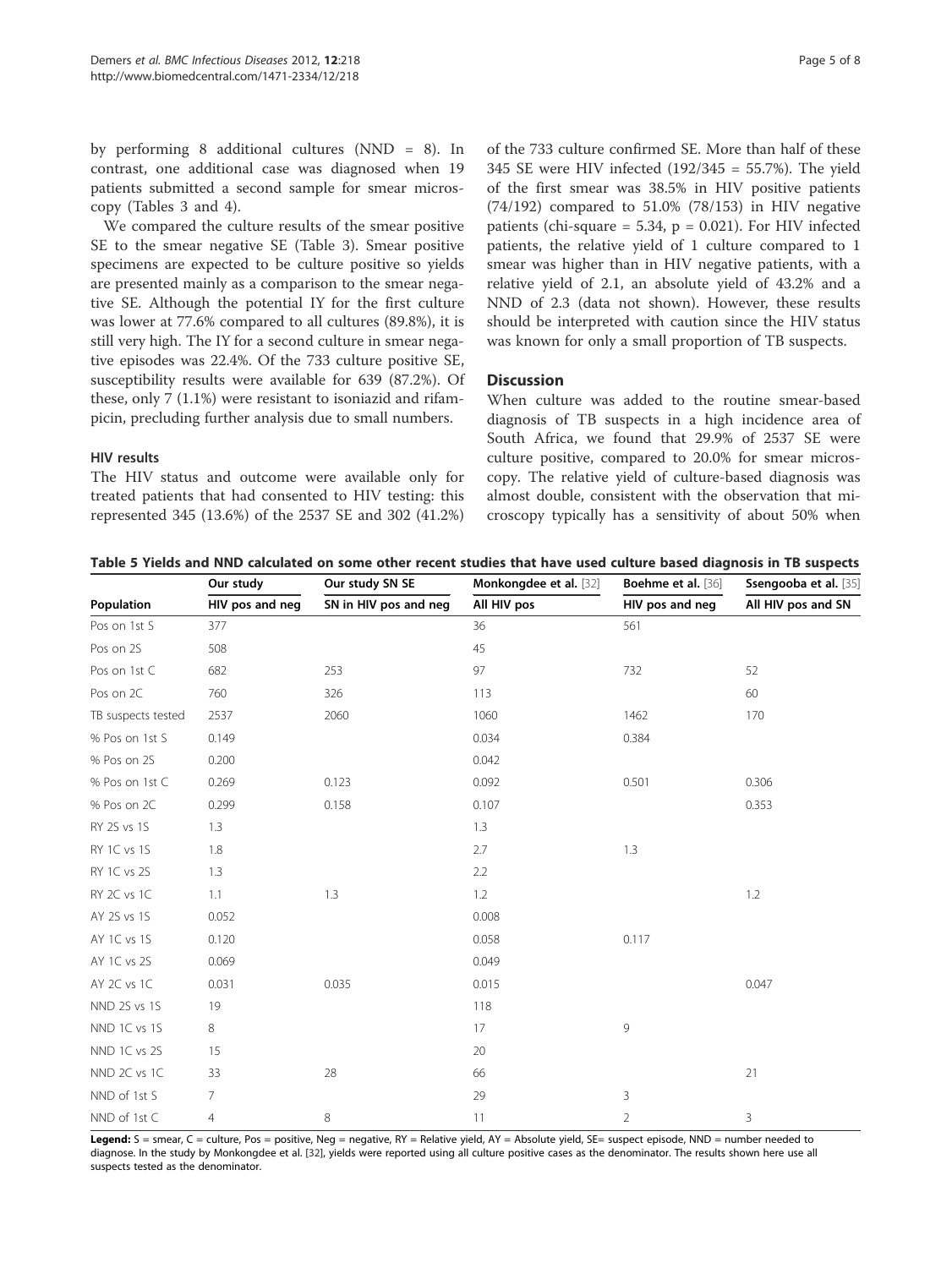by performing 8 additional cultures (NND = 8). In contrast, one additional case was diagnosed when 19 patients submitted a second sample for smear microscopy (Tables 3 and 4).

We compared the culture results of the smear positive SE to the smear negative SE (Table 3). Smear positive specimens are expected to be culture positive so yields are presented mainly as a comparison to the smear negative SE. Although the potential IY for the first culture was lower at 77.6% compared to all cultures (89.8%), it is still very high. The IY for a second culture in smear negative episodes was 22.4%. Of the 733 culture positive SE, susceptibility results were available for 639 (87.2%). Of these, only 7 (1.1%) were resistant to isoniazid and rifampicin, precluding further analysis due to small numbers.

### HIV results

The HIV status and outcome were available only for treated patients that had consented to HIV testing: this represented 345 (13.6%) of the 2537 SE and 302 (41.2%) of the 733 culture confirmed SE. More than half of these 345 SE were HIV infected (192/345 = 55.7%). The yield of the first smear was 38.5% in HIV positive patients (74/192) compared to 51.0% (78/153) in HIV negative patients (chi-square = 5.34, $p = 0.021$). For HIV infected patients, the relative yield of 1 culture compared to 1 smear was higher than in HIV negative patients, with a relative yield of 2.1, an absolute yield of 43.2% and a NND of 2.3 (data not shown). However, these results should be interpreted with caution since the HIV status was known for only a small proportion of TB suspects.

## Discussion

When culture was added to the routine smear-based diagnosis of TB suspects in a high incidence area of South Africa, we found that 29.9% of 2537 SE were culture positive, compared to 20.0% for smear microscopy. The relative yield of culture-based diagnosis was almost double, consistent with the observation that microscopy typically has a sensitivity of about 50% when

**Table 5 Yields and NND calculated on some other recent studies that have used culture based diagnosis in TB suspects**

| | Our study | Our study SN SE | Monkongdee et al. [32] | Boehme et al. [36] | Ssengooba et al. [35] |
|---|---|---|---|---|---|
| Population | HIV pos and neg | SN in HIV pos and neg | All HIV pos | HIV pos and neg | All HIV pos and SN |
| Pos on 1st S | 377 | | 36 | 561 | |
| Pos on 2S | 508 | | 45 | | |
| Pos on 1st C | 682 | 253 | 97 | 732 | 52 |
| Pos on 2C | 760 | 326 | 113 | | 60 |
| TB suspects tested | 2537 | 2060 | 1060 | 1462 | 170 |
| % Pos on 1st S | 0.149 | | 0.034 | 0.384 | |
| % Pos on 2S | 0.200 | | 0.042 | | |
| % Pos on 1st C | 0.269 | 0.123 | 0.092 | 0.501 | 0.306 |
| % Pos on 2C | 0.299 | 0.158 | 0.107 | | 0.353 |
| RY 2S vs 1S | 1.3 | | 1.3 | | |
| RY 1C vs 1S | 1.8 | | 2.7 | 1.3 | |
| RY 1C vs 2S | 1.3 | | 2.2 | | |
| RY 2C vs 1C | 1.1 | 1.3 | 1.2 | | 1.2 |
| AY 2S vs 1S | 0.052 | | 0.008 | | |
| AY 1C vs 1S | 0.120 | | 0.058 | 0.117 | |
| AY 1C vs 2S | 0.069 | | 0.049 | | |
| AY 2C vs 1C | 0.031 | 0.035 | 0.015 | | 0.047 |
| NND 2S vs 1S | 19 | | 118 | | |
| NND 1C vs 1S | 8 | | 17 | 9 | |
| NND 1C vs 2S | 15 | | 20 | | |
| NND 2C vs 1C | 33 | 28 | 66 | | 21 |
| NND of 1st S | 7 | | 29 | 3 | |
| NND of 1st C | 4 | 8 | 11 | 2 | 3 |

**Legend:** S = smear, C = culture, Pos = positive, Neg = negative, RY = Relative yield, AY = Absolute yield, SE= suspect episode, NND = number needed to diagnose. In the study by Monkongdee et al. [32], yields were reported using all culture positive cases as the denominator. The results shown here use all suspects tested as the denominator.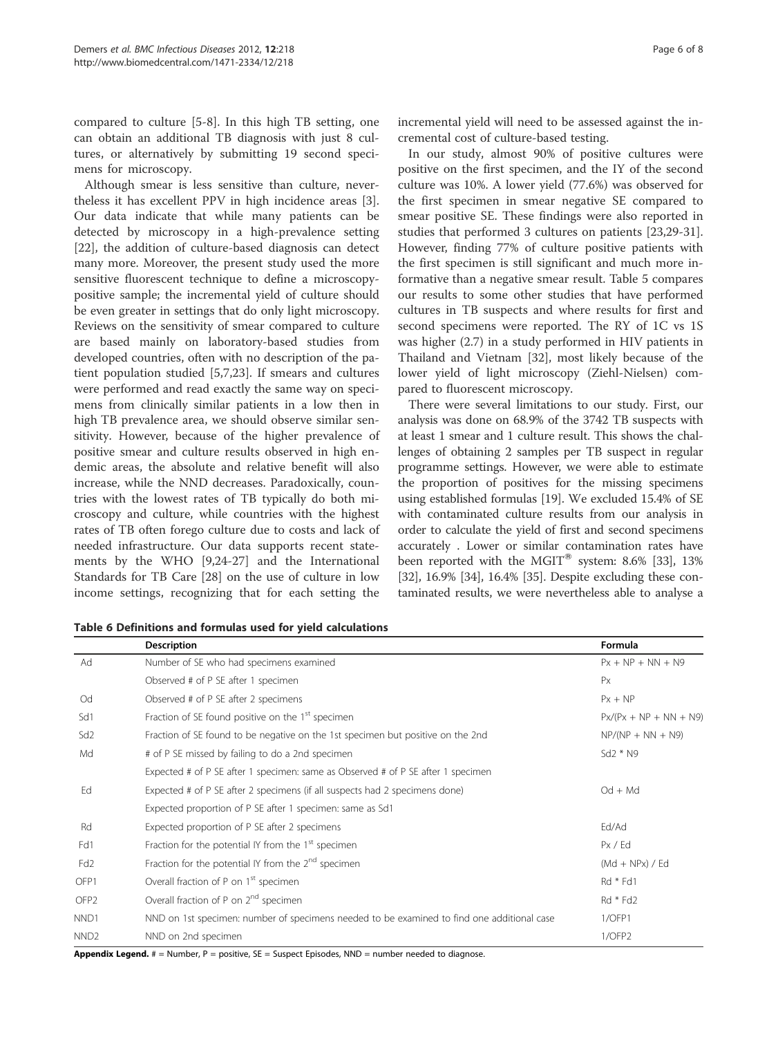compared to culture [5-8]. In this high TB setting, one can obtain an additional TB diagnosis with just 8 cultures, or alternatively by submitting 19 second specimens for microscopy.

Although smear is less sensitive than culture, nevertheless it has excellent PPV in high incidence areas [3]. Our data indicate that while many patients can be detected by microscopy in a high-prevalence setting [22], the addition of culture-based diagnosis can detect many more. Moreover, the present study used the more sensitive fluorescent technique to define a microscopy-positive sample; the incremental yield of culture should be even greater in settings that do only light microscopy. Reviews on the sensitivity of smear compared to culture are based mainly on laboratory-based studies from developed countries, often with no description of the patient population studied [5,7,23]. If smears and cultures were performed and read exactly the same way on specimens from clinically similar patients in a low then in high TB prevalence area, we should observe similar sensitivity. However, because of the higher prevalence of positive smear and culture results observed in high endemic areas, the absolute and relative benefit will also increase, while the NND decreases. Paradoxically, countries with the lowest rates of TB typically do both microscopy and culture, while countries with the highest rates of TB often forego culture due to costs and lack of needed infrastructure. Our data supports recent statements by the WHO [9,24-27] and the International Standards for TB Care [28] on the use of culture in low income settings, recognizing that for each setting the incremental yield will need to be assessed against the incremental cost of culture-based testing.

In our study, almost 90% of positive cultures were positive on the first specimen, and the IY of the second culture was 10%. A lower yield (77.6%) was observed for the first specimen in smear negative SE compared to smear positive SE. These findings were also reported in studies that performed 3 cultures on patients [23,29-31]. However, finding 77% of culture positive patients with the first specimen is still significant and much more informative than a negative smear result. Table 5 compares our results to some other studies that have performed cultures in TB suspects and where results for first and second specimens were reported. The RY of 1C vs 1S was higher (2.7) in a study performed in HIV patients in Thailand and Vietnam [32], most likely because of the lower yield of light microscopy (Ziehl-Nielsen) compared to fluorescent microscopy.

There were several limitations to our study. First, our analysis was done on 68.9% of the 3742 TB suspects with at least 1 smear and 1 culture result. This shows the challenges of obtaining 2 samples per TB suspect in regular programme settings. However, we were able to estimate the proportion of positives for the missing specimens using established formulas [19]. We excluded 15.4% of SE with contaminated culture results from our analysis in order to calculate the yield of first and second specimens accurately . Lower or similar contamination rates have been reported with the MGIT® system: 8.6% [33], 13% [32], 16.9% [34], 16.4% [35]. Despite excluding these contaminated results, we were nevertheless able to analyse a

**Table 6 Definitions and formulas used for yield calculations**

| | Description | Formula |
|---|---|---|
| Ad | Number of SE who had specimens examined | Px + NP + NN + N9 |
| | Observed # of P SE after 1 specimen | Px |
| Od | Observed # of P SE after 2 specimens | Px + NP |
| Sd1 | Fraction of SE found positive on the 1st specimen | Px/(Px + NP + NN + N9) |
| Sd2 | Fraction of SE found to be negative on the 1st specimen but positive on the 2nd | NP/(NP + NN + N9) |
| Md | # of P SE missed by failing to do a 2nd specimen | Sd2 * N9 |
| | Expected # of P SE after 1 specimen: same as Observed # of P SE after 1 specimen | |
| Ed | Expected # of P SE after 2 specimens (if all suspects had 2 specimens done) | Od + Md |
| | Expected proportion of P SE after 1 specimen: same as Sd1 | |
| Rd | Expected proportion of P SE after 2 specimens | Ed/Ad |
| Fd1 | Fraction for the potential IY from the 1st specimen | Px / Ed |
| Fd2 | Fraction for the potential IY from the 2nd specimen | (Md + NPx) / Ed |
| OFP1 | Overall fraction of P on 1st specimen | Rd * Fd1 |
| OFP2 | Overall fraction of P on 2nd specimen | Rd * Fd2 |
| NND1 | NND on 1st specimen: number of specimens needed to be examined to find one additional case | 1/OFP1 |
| NND2 | NND on 2nd specimen | 1/OFP2 |

**Appendix Legend.** # = Number, P = positive, SE = Suspect Episodes, NND = number needed to diagnose.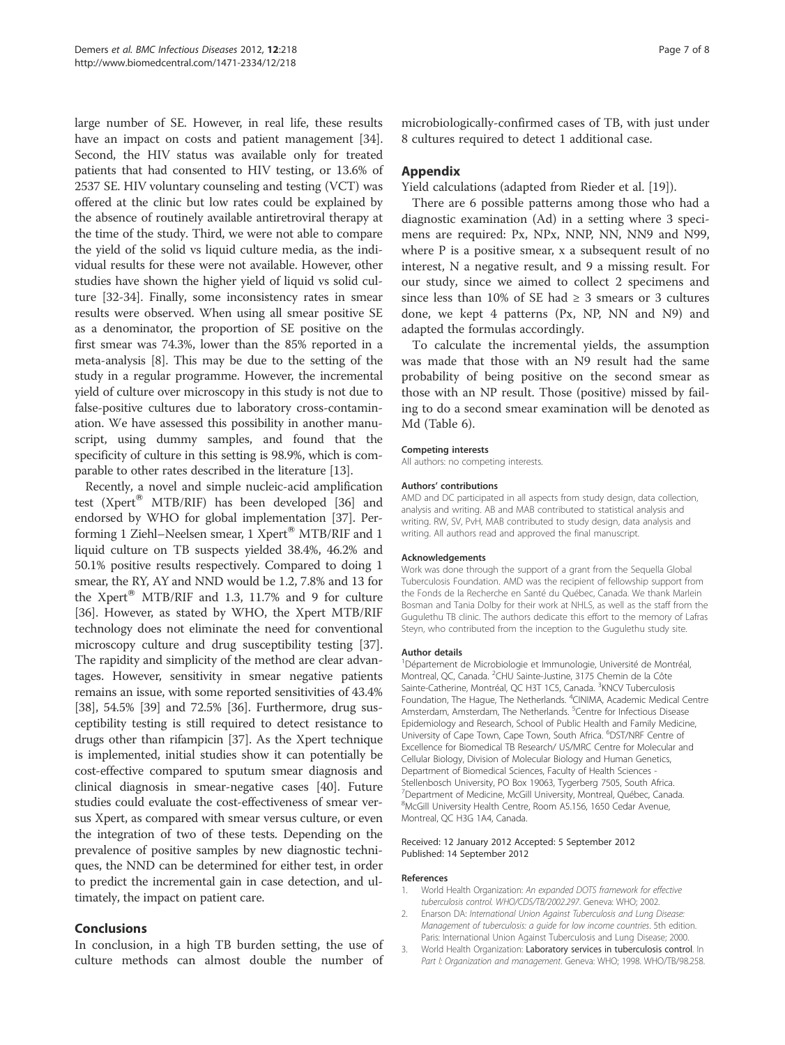large number of SE. However, in real life, these results have an impact on costs and patient management [34]. Second, the HIV status was available only for treated patients that had consented to HIV testing, or 13.6% of 2537 SE. HIV voluntary counseling and testing (VCT) was offered at the clinic but low rates could be explained by the absence of routinely available antiretroviral therapy at the time of the study. Third, we were not able to compare the yield of the solid vs liquid culture media, as the individual results for these were not available. However, other studies have shown the higher yield of liquid vs solid culture [32-34]. Finally, some inconsistency rates in smear results were observed. When using all smear positive SE as a denominator, the proportion of SE positive on the first smear was 74.3%, lower than the 85% reported in a meta-analysis [8]. This may be due to the setting of the study in a regular programme. However, the incremental yield of culture over microscopy in this study is not due to false-positive cultures due to laboratory cross-contamination. We have assessed this possibility in another manuscript, using dummy samples, and found that the specificity of culture in this setting is 98.9%, which is comparable to other rates described in the literature [13].

Recently, a novel and simple nucleic-acid amplification test (Xpert® MTB/RIF) has been developed [36] and endorsed by WHO for global implementation [37]. Performing 1 Ziehl–Neelsen smear, 1 Xpert® MTB/RIF and 1 liquid culture on TB suspects yielded 38.4%, 46.2% and 50.1% positive results respectively. Compared to doing 1 smear, the RY, AY and NND would be 1.2, 7.8% and 13 for the Xpert® MTB/RIF and 1.3, 11.7% and 9 for culture [36]. However, as stated by WHO, the Xpert MTB/RIF technology does not eliminate the need for conventional microscopy culture and drug susceptibility testing [37]. The rapidity and simplicity of the method are clear advantages. However, sensitivity in smear negative patients remains an issue, with some reported sensitivities of 43.4% [38], 54.5% [39] and 72.5% [36]. Furthermore, drug susceptibility testing is still required to detect resistance to drugs other than rifampicin [37]. As the Xpert technique is implemented, initial studies show it can potentially be cost-effective compared to sputum smear diagnosis and clinical diagnosis in smear-negative cases [40]. Future studies could evaluate the cost-effectiveness of smear versus Xpert, as compared with smear versus culture, or even the integration of two of these tests. Depending on the prevalence of positive samples by new diagnostic techniques, the NND can be determined for either test, in order to predict the incremental gain in case detection, and ultimately, the impact on patient care.

## Conclusions

In conclusion, in a high TB burden setting, the use of culture methods can almost double the number of microbiologically-confirmed cases of TB, with just under 8 cultures required to detect 1 additional case.

## Appendix

Yield calculations (adapted from Rieder et al. [19]).

There are 6 possible patterns among those who had a diagnostic examination (Ad) in a setting where 3 specimens are required: Px, NPx, NNP, NN, NN9 and N99, where P is a positive smear, x a subsequent result of no interest, N a negative result, and 9 a missing result. For our study, since we aimed to collect 2 specimens and since less than 10% of SE had ≥ 3 smears or 3 cultures done, we kept 4 patterns (Px, NP, NN and N9) and adapted the formulas accordingly.

To calculate the incremental yields, the assumption was made that those with an N9 result had the same probability of being positive on the second smear as those with an NP result. Those (positive) missed by failing to do a second smear examination will be denoted as Md (Table 6).

#### Competing interests

All authors: no competing interests.

#### Authors' contributions

AMD and DC participated in all aspects from study design, data collection, analysis and writing. AB and MAB contributed to statistical analysis and writing. RW, SV, PvH, MAB contributed to study design, data analysis and writing. All authors read and approved the final manuscript.

#### Acknowledgements

Work was done through the support of a grant from the Sequella Global Tuberculosis Foundation. AMD was the recipient of fellowship support from the Fonds de la Recherche en Santé du Québec, Canada. We thank Marlein Bosman and Tania Dolby for their work at NHLS, as well as the staff from the Gugulethu TB clinic. The authors dedicate this effort to the memory of Lafras Steyn, who contributed from the inception to the Gugulethu study site.

#### Author details

[1]Département de Microbiologie et Immunologie, Université de Montréal, Montreal, QC, Canada. [2]CHU Sainte-Justine, 3175 Chemin de la Côte Sainte-Catherine, Montréal, QC H3T 1C5, Canada. [3]KNCV Tuberculosis Foundation, The Hague, The Netherlands. [4]CINIMA, Academic Medical Centre Amsterdam, Amsterdam, The Netherlands. [5]Centre for Infectious Disease Epidemiology and Research, School of Public Health and Family Medicine, University of Cape Town, Cape Town, South Africa. [6]DST/NRF Centre of Excellence for Biomedical TB Research/ US/MRC Centre for Molecular and Cellular Biology, Division of Molecular Biology and Human Genetics, Department of Biomedical Sciences, Faculty of Health Sciences - Stellenbosch University, PO Box 19063, Tygerberg 7505, South Africa. [7]Department of Medicine, McGill University, Montreal, Québec, Canada. [8]McGill University Health Centre, Room A5.156, 1650 Cedar Avenue, Montreal, QC H3G 1A4, Canada.

Received: 12 January 2012 Accepted: 5 September 2012
Published: 14 September 2012

#### References

1. World Health Organization: *An expanded DOTS framework for effective tuberculosis control. WHO/CDS/TB/2002.297*. Geneva: WHO; 2002.
2. Enarson DA: *International Union Against Tuberculosis and Lung Disease: Management of tuberculosis: a guide for low income countries*. 5th edition. Paris: International Union Against Tuberculosis and Lung Disease; 2000.
3. World Health Organization: **Laboratory services in tuberculosis control**. In *Part I: Organization and management*. Geneva: WHO; 1998. WHO/TB/98.258.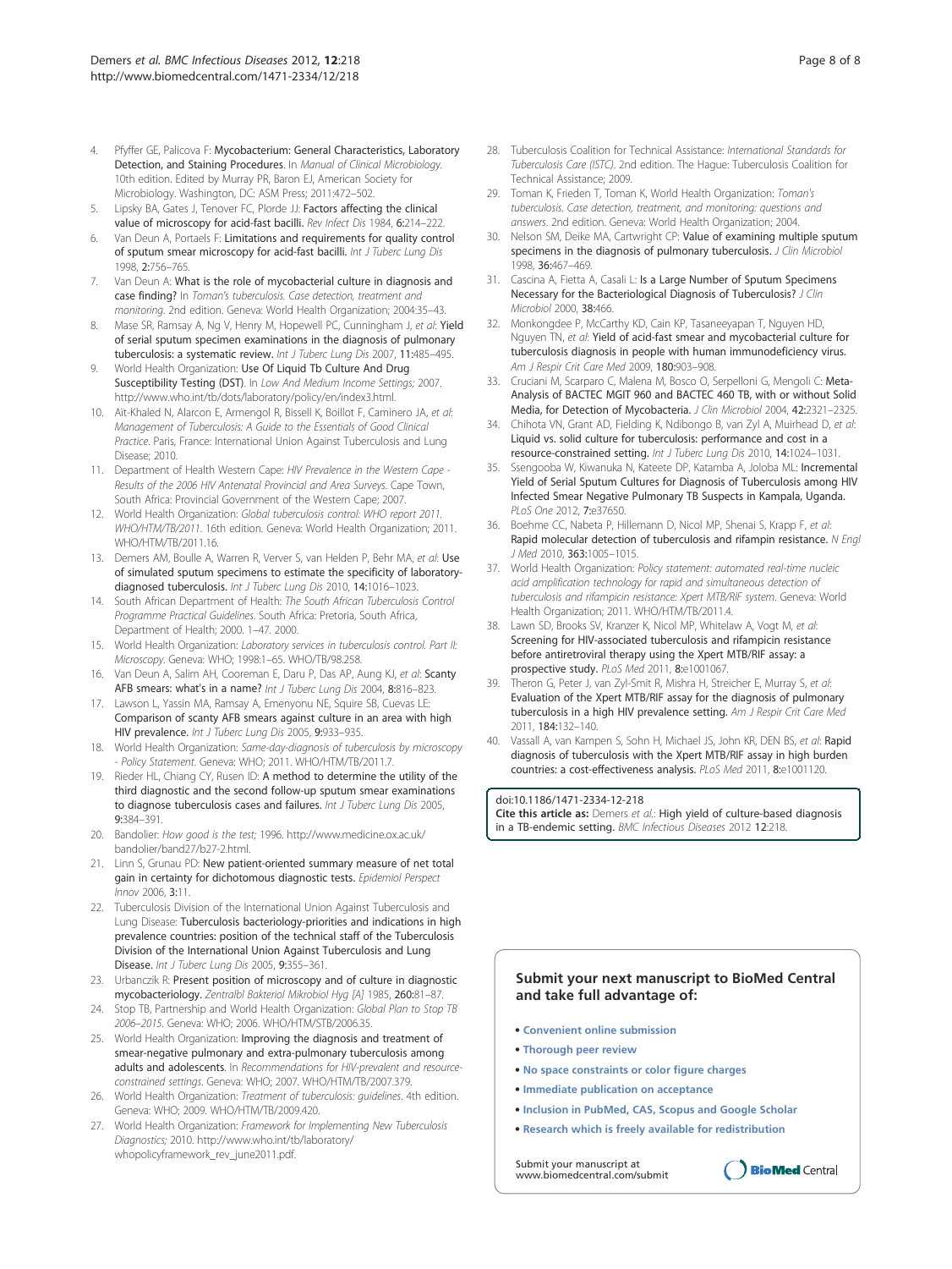4. Pfyffer GE, Palicova F: **Mycobacterium: General Characteristics, Laboratory Detection, and Staining Procedures**. In *Manual of Clinical Microbiology*. 10th edition. Edited by Murray PR, Baron EJ, American Society for Microbiology. Washington, DC: ASM Press; 2011:472–502.
5. Lipsky BA, Gates J, Tenover FC, Plorde JJ: **Factors affecting the clinical value of microscopy for acid-fast bacilli.** *Rev Infect Dis* 1984, **6:**214–222.
6. Van Deun A, Portaels F: **Limitations and requirements for quality control of sputum smear microscopy for acid-fast bacilli.** *Int J Tuberc Lung Dis* 1998, **2:**756–765.
7. Van Deun A: **What is the role of mycobacterial culture in diagnosis and case finding?** In *Toman's tuberculosis. Case detection, treatment and monitoring*. 2nd edition. Geneva: World Health Organization; 2004:35–43.
8. Mase SR, Ramsay A, Ng V, Henry M, Hopewell PC, Cunningham J, *et al*: **Yield of serial sputum specimen examinations in the diagnosis of pulmonary tuberculosis: a systematic review.** *Int J Tuberc Lung Dis* 2007, **11:**485–495.
9. World Health Organization: **Use Of Liquid Tb Culture And Drug Susceptibility Testing (DST)**. In *Low And Medium Income Settings;* 2007. http://www.who.int/tb/dots/laboratory/policy/en/index3.html.
10. Aït-Khaled N, Alarcon E, Armengol R, Bissell K, Boillot F, Caminero JA, *et al*: *Management of Tuberculosis: A Guide to the Essentials of Good Clinical Practice*. Paris, France: International Union Against Tuberculosis and Lung Disease; 2010.
11. Department of Health Western Cape: *HIV Prevalence in the Western Cape - Results of the 2006 HIV Antenatal Provincial and Area Surveys*. Cape Town, South Africa: Provincial Government of the Western Cape; 2007.
12. World Health Organization: *Global tuberculosis control: WHO report 2011. WHO/HTM/TB/2011*. 16th edition. Geneva: World Health Organization; 2011. WHO/HTM/TB/2011.16.
13. Demers AM, Boulle A, Warren R, Verver S, van Helden P, Behr MA, *et al*: **Use of simulated sputum specimens to estimate the specificity of laboratory-diagnosed tuberculosis.** *Int J Tuberc Lung Dis* 2010, **14:**1016–1023.
14. South African Department of Health: *The South African Tuberculosis Control Programme Practical Guidelines*. South Africa: Pretoria, South Africa, Department of Health; 2000. 1–47. 2000.
15. World Health Organization: *Laboratory services in tuberculosis control. Part II: Microscopy*. Geneva: WHO; 1998:1–65. WHO/TB/98.258.
16. Van Deun A, Salim AH, Cooreman E, Daru P, Das AP, Aung KJ, *et al*: **Scanty AFB smears: what's in a name?** *Int J Tuberc Lung Dis* 2004, **8:**816–823.
17. Lawson L, Yassin MA, Ramsay A, Emenyonu NE, Squire SB, Cuevas LE: **Comparison of scanty AFB smears against culture in an area with high HIV prevalence.** *Int J Tuberc Lung Dis* 2005, **9:**933–935.
18. World Health Organization: *Same-day-diagnosis of tuberculosis by microscopy - Policy Statement*. Geneva: WHO; 2011. WHO/HTM/TB/2011.7.
19. Rieder HL, Chiang CY, Rusen ID: **A method to determine the utility of the third diagnostic and the second follow-up sputum smear examinations to diagnose tuberculosis cases and failures.** *Int J Tuberc Lung Dis* 2005, **9:**384–391.
20. Bandolier: *How good is the test;* 1996. http://www.medicine.ox.ac.uk/bandolier/band27/b27-2.html.
21. Linn S, Grunau PD: **New patient-oriented summary measure of net total gain in certainty for dichotomous diagnostic tests.** *Epidemiol Perspect Innov* 2006, **3:**11.
22. Tuberculosis Division of the International Union Against Tuberculosis and Lung Disease: **Tuberculosis bacteriology-priorities and indications in high prevalence countries: position of the technical staff of the Tuberculosis Division of the International Union Against Tuberculosis and Lung Disease.** *Int J Tuberc Lung Dis* 2005, **9:**355–361.
23. Urbanczik R: **Present position of microscopy and of culture in diagnostic mycobacteriology.** *Zentralbl Bakteriol Mikrobiol Hyg [A]* 1985, **260:**81–87.
24. Stop TB, Partnership and World Health Organization: *Global Plan to Stop TB 2006–2015*. Geneva: WHO; 2006. WHO/HTM/STB/2006.35.
25. World Health Organization: **Improving the diagnosis and treatment of smear-negative pulmonary and extra-pulmonary tuberculosis among adults and adolescents**. In *Recommendations for HIV-prevalent and resource-constrained settings*. Geneva: WHO; 2007. WHO/HTM/TB/2007.379.
26. World Health Organization: *Treatment of tuberculosis: guidelines*. 4th edition. Geneva: WHO; 2009. WHO/HTM/TB/2009.420.
27. World Health Organization: *Framework for Implementing New Tuberculosis Diagnostics;* 2010. http://www.who.int/tb/laboratory/whopolicyframework_rev_june2011.pdf.
28. Tuberculosis Coalition for Technical Assistance: *International Standards for Tuberculosis Care (ISTC)*. 2nd edition. The Hague: Tuberculosis Coalition for Technical Assistance; 2009.
29. Toman K, Frieden T, Toman K, World Health Organization: *Toman's tuberculosis. Case detection, treatment, and monitoring: questions and answers*. 2nd edition. Geneva: World Health Organization; 2004.
30. Nelson SM, Deike MA, Cartwright CP: **Value of examining multiple sputum specimens in the diagnosis of pulmonary tuberculosis.** *J Clin Microbiol* 1998, **36:**467–469.
31. Cascina A, Fietta A, Casali L: **Is a Large Number of Sputum Specimens Necessary for the Bacteriological Diagnosis of Tuberculosis?** *J Clin Microbiol* 2000, **38:**466.
32. Monkongdee P, McCarthy KD, Cain KP, Tasaneeyapan T, Nguyen HD, Nguyen TN, *et al*: **Yield of acid-fast smear and mycobacterial culture for tuberculosis diagnosis in people with human immunodeficiency virus.** *Am J Respir Crit Care Med* 2009, **180:**903–908.
33. Cruciani M, Scarparo C, Malena M, Bosco O, Serpelloni G, Mengoli C: **Meta-Analysis of BACTEC MGIT 960 and BACTEC 460 TB, with or without Solid Media, for Detection of Mycobacteria.** *J Clin Microbiol* 2004, **42:**2321–2325.
34. Chihota VN, Grant AD, Fielding K, Ndibongo B, van Zyl A, Muirhead D, *et al*: **Liquid vs. solid culture for tuberculosis: performance and cost in a resource-constrained setting.** *Int J Tuberc Lung Dis* 2010, **14:**1024–1031.
35. Ssengooba W, Kiwanuka N, Kateete DP, Katamba A, Joloba ML: **Incremental Yield of Serial Sputum Cultures for Diagnosis of Tuberculosis among HIV Infected Smear Negative Pulmonary TB Suspects in Kampala, Uganda.** *PLoS One* 2012, **7:**e37650.
36. Boehme CC, Nabeta P, Hillemann D, Nicol MP, Shenai S, Krapp F, *et al*: **Rapid molecular detection of tuberculosis and rifampin resistance.** *N Engl J Med* 2010, **363:**1005–1015.
37. World Health Organization: *Policy statement: automated real-time nucleic acid amplification technology for rapid and simultaneous detection of tuberculosis and rifampicin resistance: Xpert MTB/RIF system*. Geneva: World Health Organization; 2011. WHO/HTM/TB/2011.4.
38. Lawn SD, Brooks SV, Kranzer K, Nicol MP, Whitelaw A, Vogt M, *et al*: **Screening for HIV-associated tuberculosis and rifampicin resistance before antiretroviral therapy using the Xpert MTB/RIF assay: a prospective study.** *PLoS Med* 2011, **8:**e1001067.
39. Theron G, Peter J, van Zyl-Smit R, Mishra H, Streicher E, Murray S, *et al*: **Evaluation of the Xpert MTB/RIF assay for the diagnosis of pulmonary tuberculosis in a high HIV prevalence setting.** *Am J Respir Crit Care Med* 2011, **184:**132–140.
40. Vassall A, van Kampen S, Sohn H, Michael JS, John KR, DEN BS, *et al*: **Rapid diagnosis of tuberculosis with the Xpert MTB/RIF assay in high burden countries: a cost-effectiveness analysis.** *PLoS Med* 2011, **8:**e1001120.

doi:10.1186/1471-2334-12-218

**Cite this article as:** Demers *et al.*: High yield of culture-based diagnosis in a TB-endemic setting. *BMC Infectious Diseases* 2012 **12**:218.